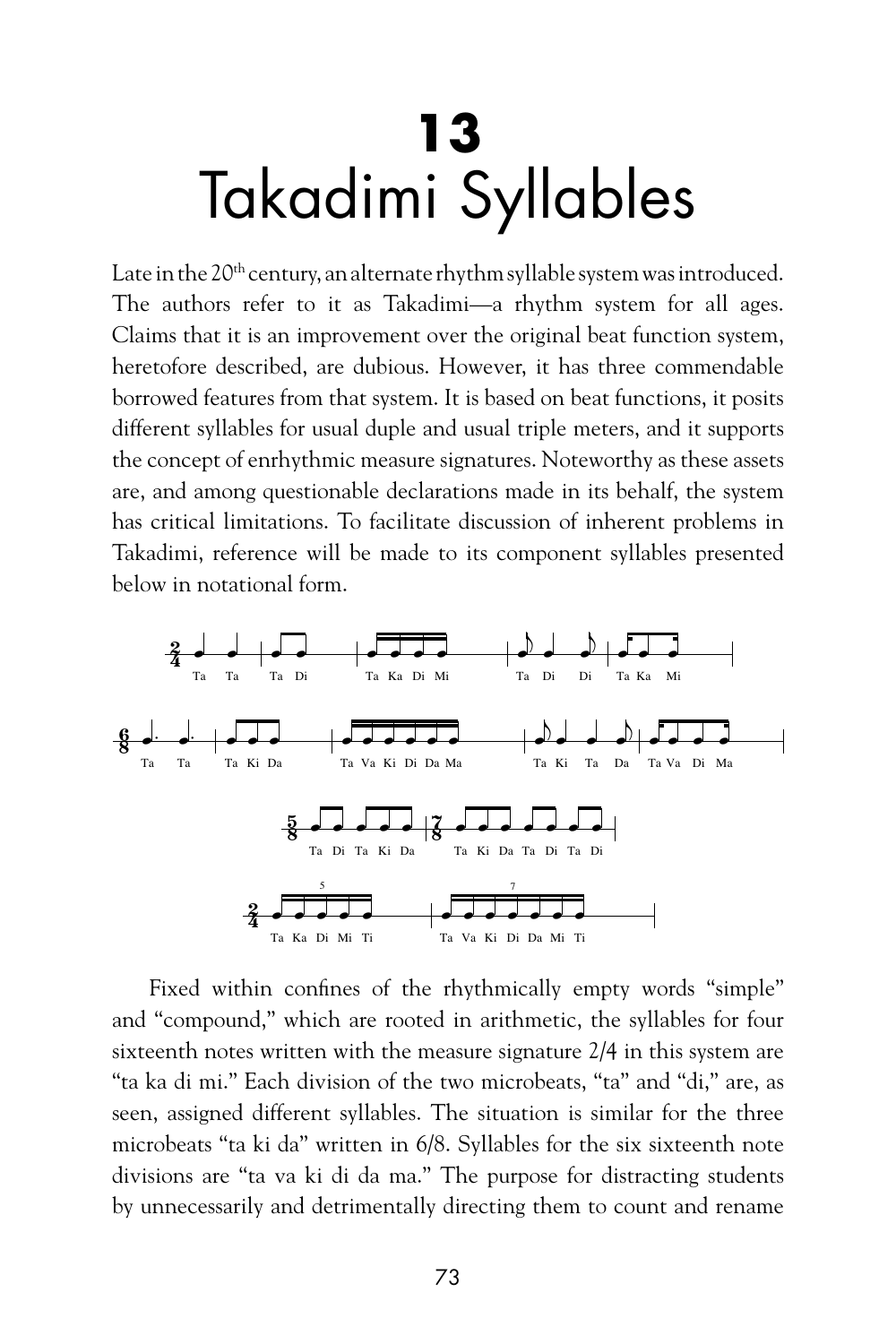# 13 Takadimi Syllables

Late in the 20th century, an alternate rhythm syllable system was introduced. The authors refer to it as Takadimi—a rhythm system for all ages. Claims that it is an improvement over the original beat function system, heretofore described, are dubious. However, it has three commendable borrowed features from that system. It is based on beat functions, it posits different syllables for usual duple and usual triple meters, and it supports the concept of enrhythmic measure signatures. Noteworthy as these assets are, and among questionable declarations made in its behalf, the system has critical limitations. To facilitate discussion of inherent problems in Takadimi, reference will be made to its component syllables presented below in notational form.

2/4: Ta Ta | Ta Di | Ta Ka Di Mi | Ta Di Di | Ta Ka Mi

6/8: Ta Ta | Ta Ki Da | Ta Va Ki Di Da Ma | Ta Ki Ta Da | Ta Va Di Ma

5/8: Ta Di Ta Ki Da | 7/8: Ta Ki Da Ta Di Ta Di

2/4: (5) Ta Ka Di Mi Ti | (7) Ta Va Ki Di Da Mi Ti

Fixed within confines of the rhythmically empty words "simple" and "compound," which are rooted in arithmetic, the syllables for four sixteenth notes written with the measure signature 2/4 in this system are "ta ka di mi." Each division of the two microbeats, "ta" and "di," are, as seen, assigned different syllables. The situation is similar for the three microbeats "ta ki da" written in 6/8. Syllables for the six sixteenth note divisions are "ta va ki di da ma." The purpose for distracting students by unnecessarily and detrimentally directing them to count and rename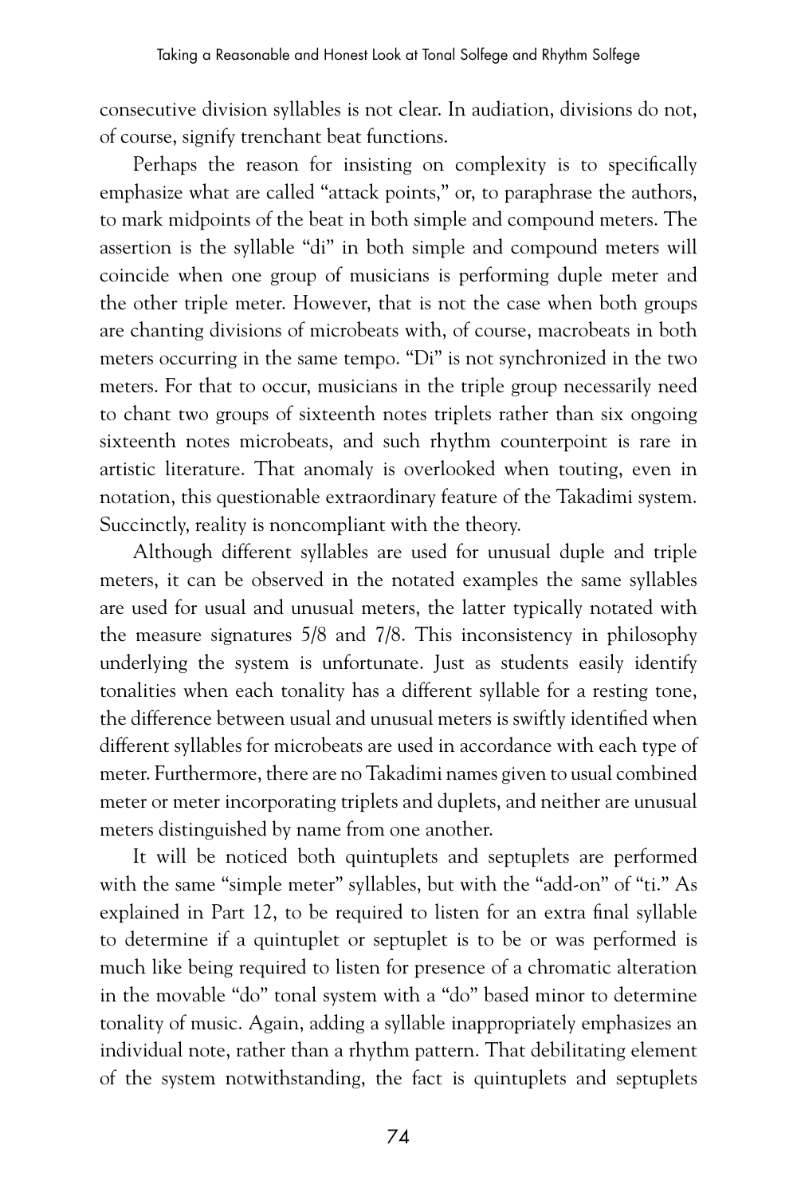consecutive division syllables is not clear. In audiation, divisions do not, of course, signify trenchant beat functions.

Perhaps the reason for insisting on complexity is to specifically emphasize what are called "attack points," or, to paraphrase the authors, to mark midpoints of the beat in both simple and compound meters. The assertion is the syllable "di" in both simple and compound meters will coincide when one group of musicians is performing duple meter and the other triple meter. However, that is not the case when both groups are chanting divisions of microbeats with, of course, macrobeats in both meters occurring in the same tempo. "Di" is not synchronized in the two meters. For that to occur, musicians in the triple group necessarily need to chant two groups of sixteenth notes triplets rather than six ongoing sixteenth notes microbeats, and such rhythm counterpoint is rare in artistic literature. That anomaly is overlooked when touting, even in notation, this questionable extraordinary feature of the Takadimi system. Succinctly, reality is noncompliant with the theory.

Although different syllables are used for unusual duple and triple meters, it can be observed in the notated examples the same syllables are used for usual and unusual meters, the latter typically notated with the measure signatures 5/8 and 7/8. This inconsistency in philosophy underlying the system is unfortunate. Just as students easily identify tonalities when each tonality has a different syllable for a resting tone, the difference between usual and unusual meters is swiftly identified when different syllables for microbeats are used in accordance with each type of meter. Furthermore, there are no Takadimi names given to usual combined meter or meter incorporating triplets and duplets, and neither are unusual meters distinguished by name from one another.

It will be noticed both quintuplets and septuplets are performed with the same "simple meter" syllables, but with the "add-on" of "ti." As explained in Part 12, to be required to listen for an extra final syllable to determine if a quintuplet or septuplet is to be or was performed is much like being required to listen for presence of a chromatic alteration in the movable "do" tonal system with a "do" based minor to determine tonality of music. Again, adding a syllable inappropriately emphasizes an individual note, rather than a rhythm pattern. That debilitating element of the system notwithstanding, the fact is quintuplets and septuplets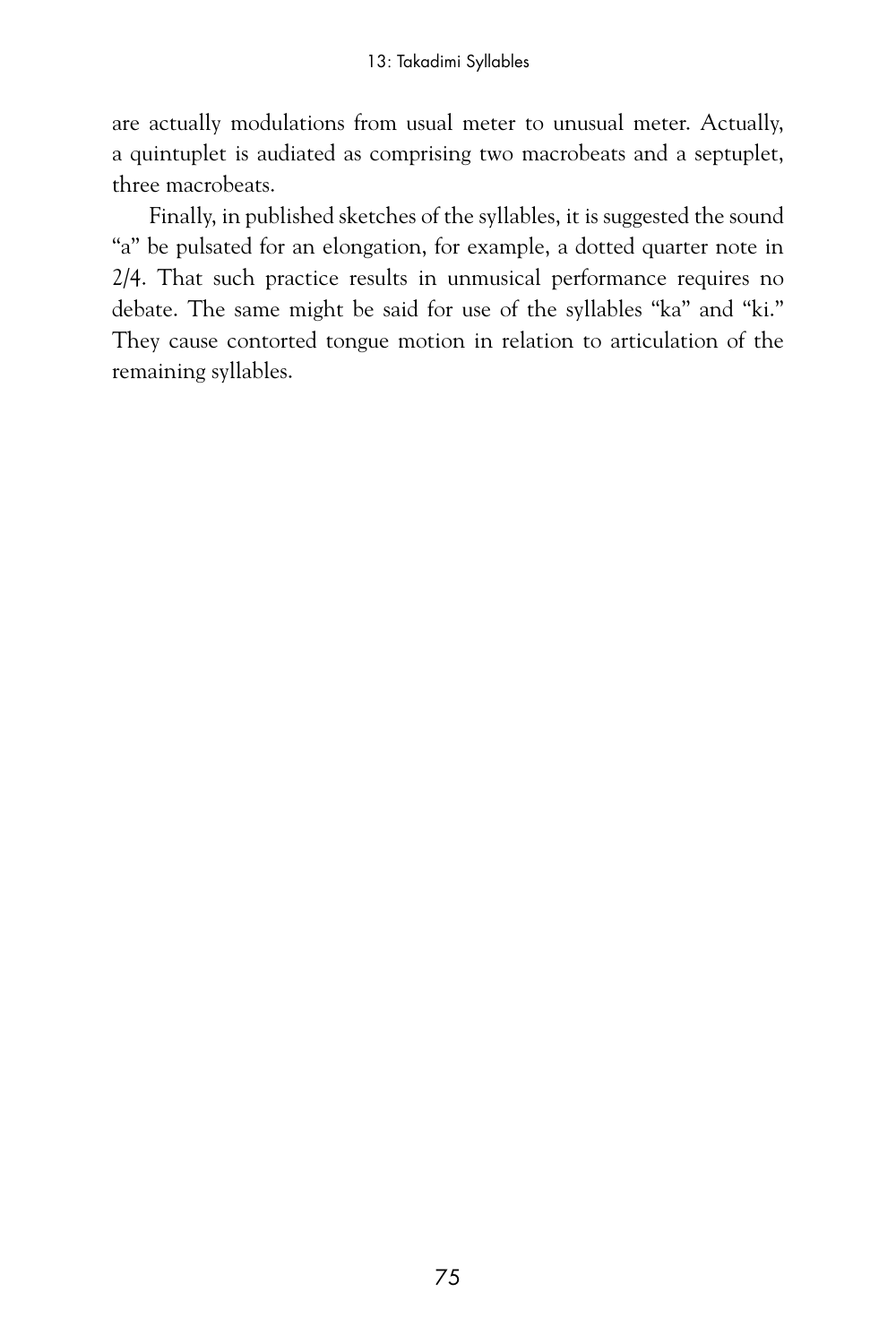are actually modulations from usual meter to unusual meter. Actually, a quintuplet is audiated as comprising two macrobeats and a septuplet, three macrobeats.

Finally, in published sketches of the syllables, it is suggested the sound "a" be pulsated for an elongation, for example, a dotted quarter note in 2/4. That such practice results in unmusical performance requires no debate. The same might be said for use of the syllables "ka" and "ki." They cause contorted tongue motion in relation to articulation of the remaining syllables.